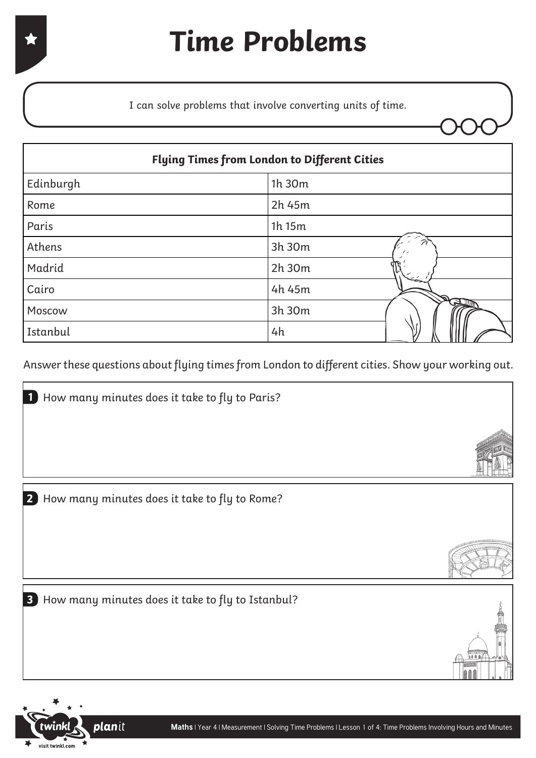# Time Problems

I can solve problems that involve converting units of time.

| Flying Times from London to Different Cities | |
|---|---|
| Edinburgh | 1h 30m |
| Rome | 2h 45m |
| Paris | 1h 15m |
| Athens | 3h 30m |
| Madrid | 2h 30m |
| Cairo | 4h 45m |
| Moscow | 3h 30m |
| Istanbul | 4h |

Answer these questions about flying times from London to different cities. Show your working out.

**1** How many minutes does it take to fly to Paris?

**2** How many minutes does it take to fly to Rome?

**3** How many minutes does it take to fly to Istanbul?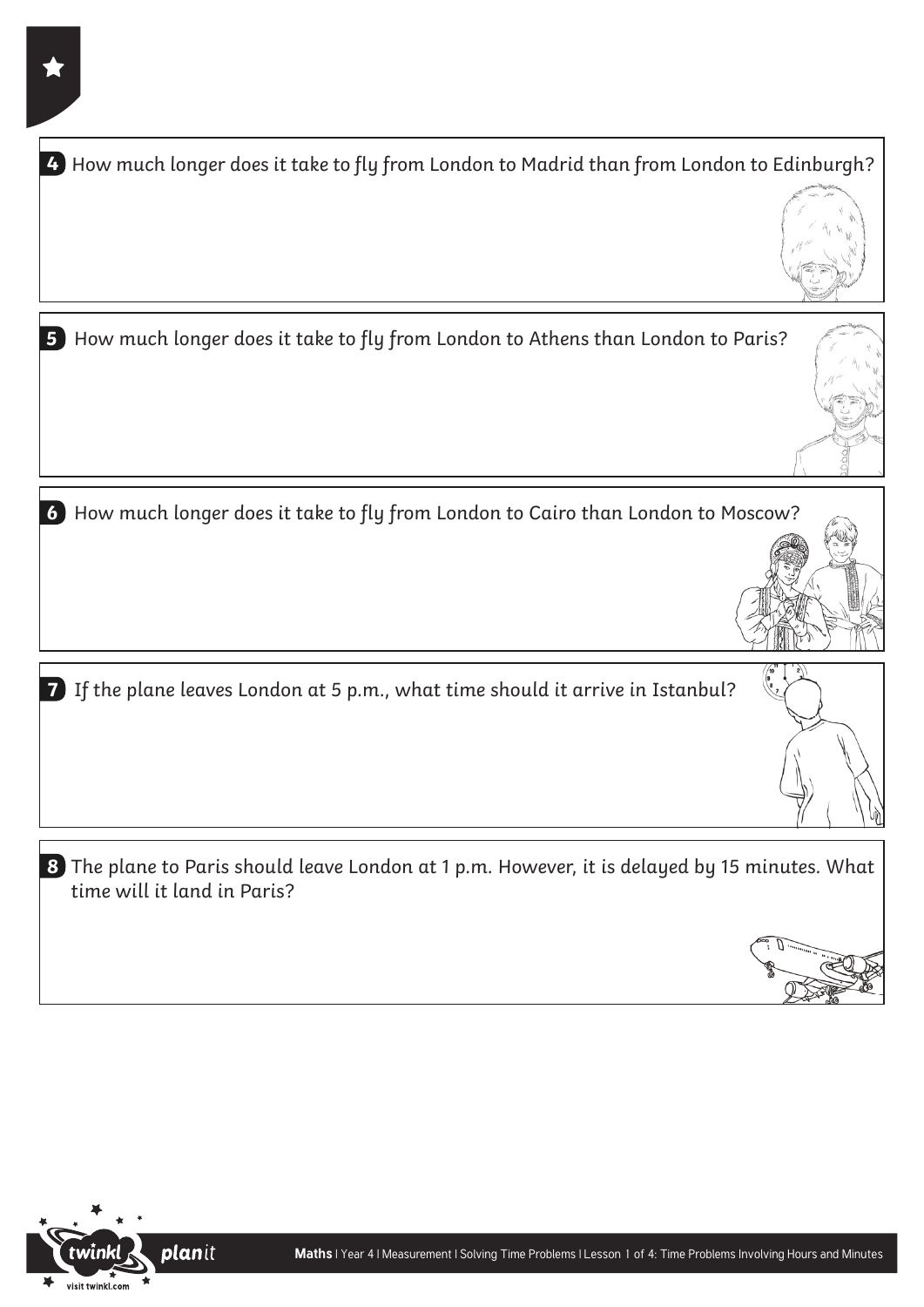4. How much longer does it take to fly from London to Madrid than from London to Edinburgh?

5. How much longer does it take to fly from London to Athens than London to Paris?

6. How much longer does it take to fly from London to Cairo than London to Moscow?

7. If the plane leaves London at 5 p.m., what time should it arrive in Istanbul?

8. The plane to Paris should leave London at 1 p.m. However, it is delayed by 15 minutes. What time will it land in Paris?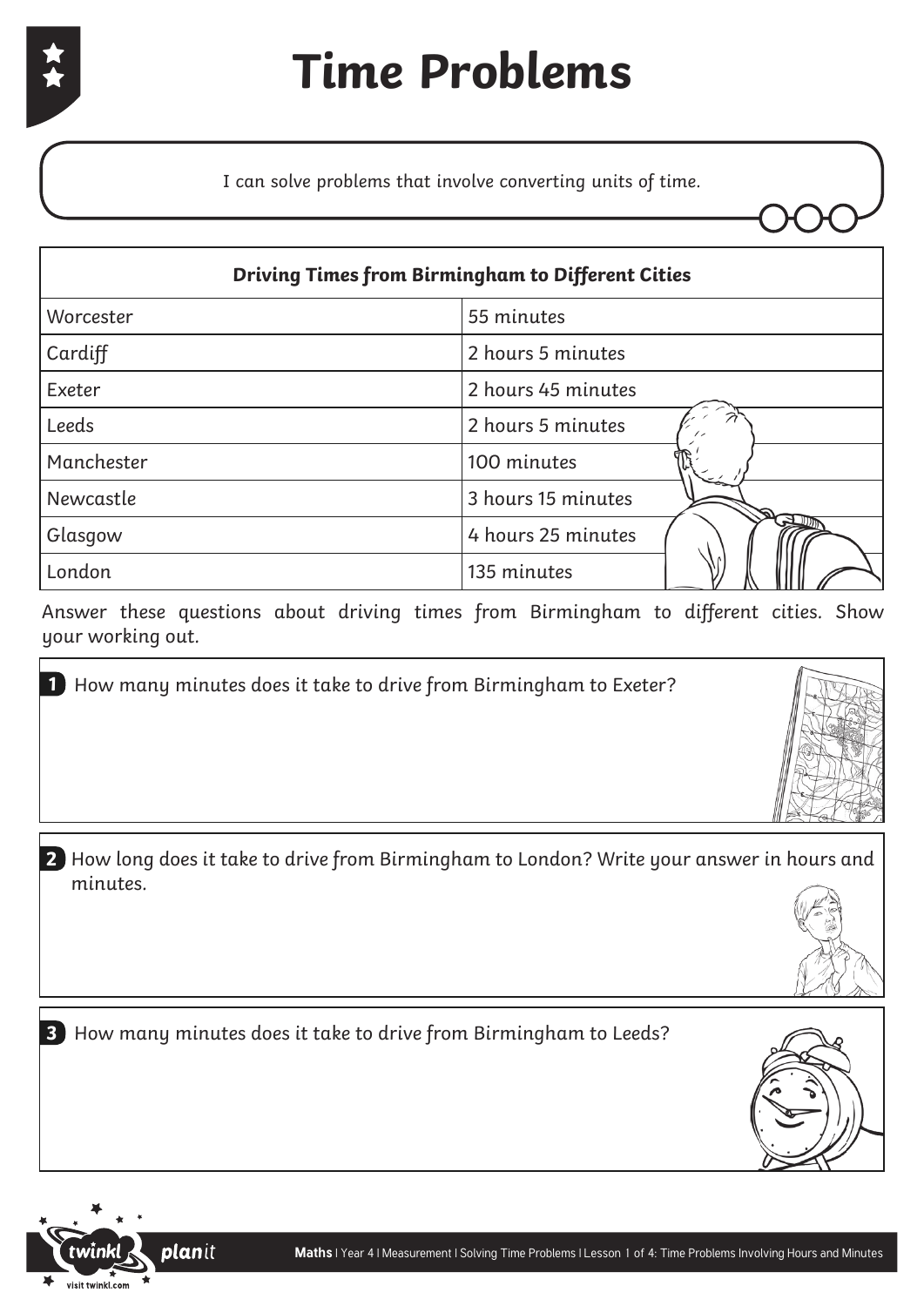# Time Problems

I can solve problems that involve converting units of time.

| Driving Times from Birmingham to Different Cities | |
|---|---|
| Worcester | 55 minutes |
| Cardiff | 2 hours 5 minutes |
| Exeter | 2 hours 45 minutes |
| Leeds | 2 hours 5 minutes |
| Manchester | 100 minutes |
| Newcastle | 3 hours 15 minutes |
| Glasgow | 4 hours 25 minutes |
| London | 135 minutes |

Answer these questions about driving times from Birmingham to different cities. Show your working out.

**1** How many minutes does it take to drive from Birmingham to Exeter?

**2** How long does it take to drive from Birmingham to London? Write your answer in hours and minutes.

**3** How many minutes does it take to drive from Birmingham to Leeds?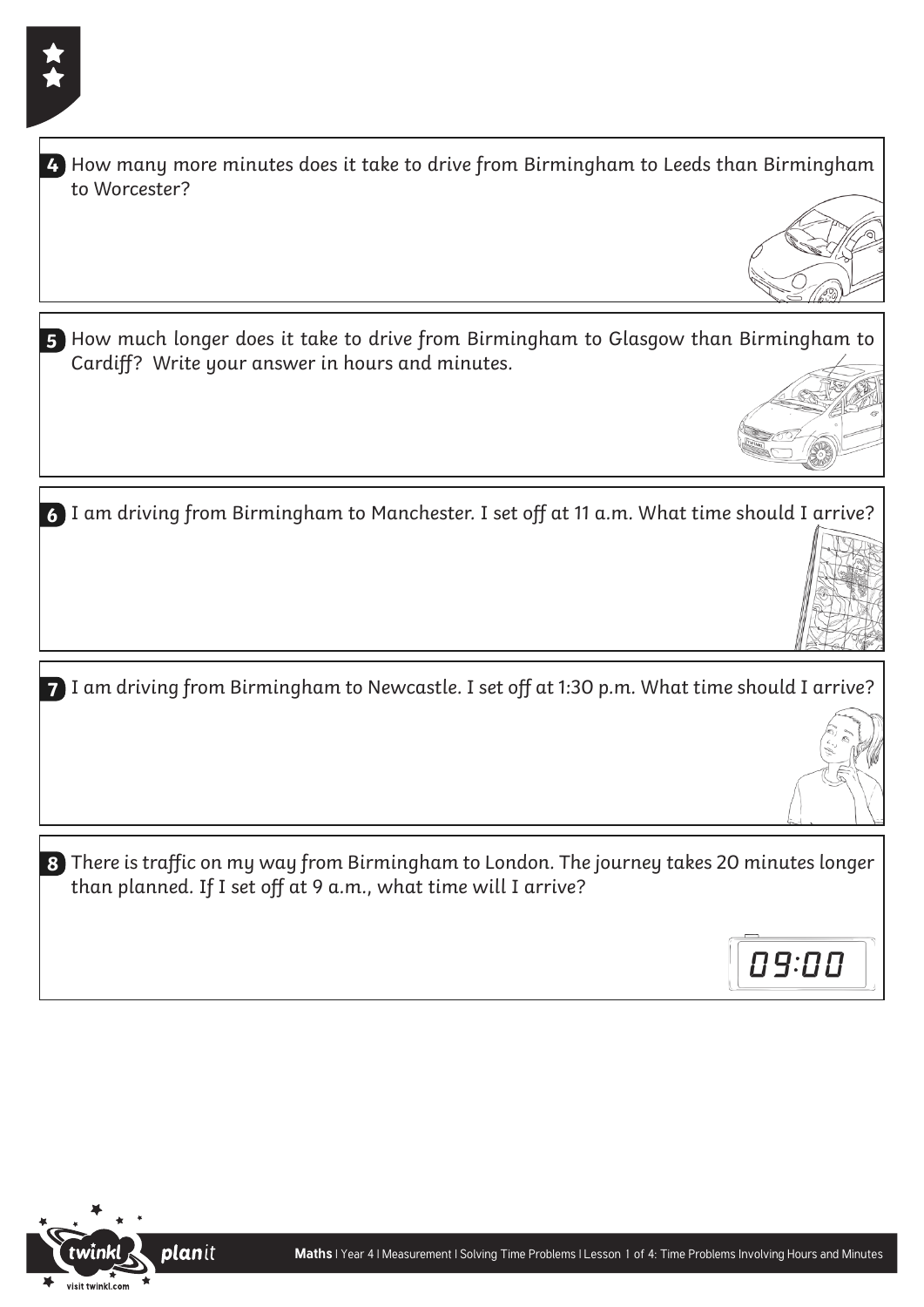4. How many more minutes does it take to drive from Birmingham to Leeds than Birmingham to Worcester?

5. How much longer does it take to drive from Birmingham to Glasgow than Birmingham to Cardiff? Write your answer in hours and minutes.

6. I am driving from Birmingham to Manchester. I set off at 11 a.m. What time should I arrive?

7. I am driving from Birmingham to Newcastle. I set off at 1:30 p.m. What time should I arrive?

8. There is traffic on my way from Birmingham to London. The journey takes 20 minutes longer than planned. If I set off at 9 a.m., what time will I arrive?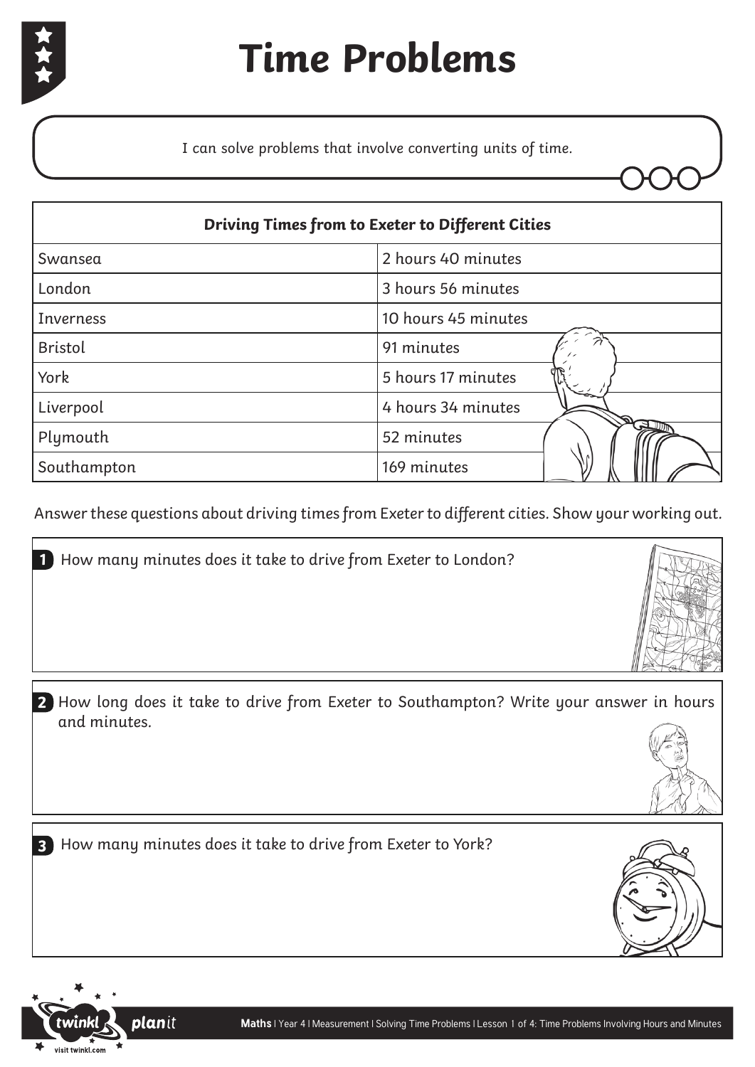# Time Problems

I can solve problems that involve converting units of time.

| Driving Times from to Exeter to Different Cities | |
|---|---|
| Swansea | 2 hours 40 minutes |
| London | 3 hours 56 minutes |
| Inverness | 10 hours 45 minutes |
| Bristol | 91 minutes |
| York | 5 hours 17 minutes |
| Liverpool | 4 hours 34 minutes |
| Plymouth | 52 minutes |
| Southampton | 169 minutes |

Answer these questions about driving times from Exeter to different cities. Show your working out.

**1** How many minutes does it take to drive from Exeter to London?

**2** How long does it take to drive from Exeter to Southampton? Write your answer in hours and minutes.

**3** How many minutes does it take to drive from Exeter to York?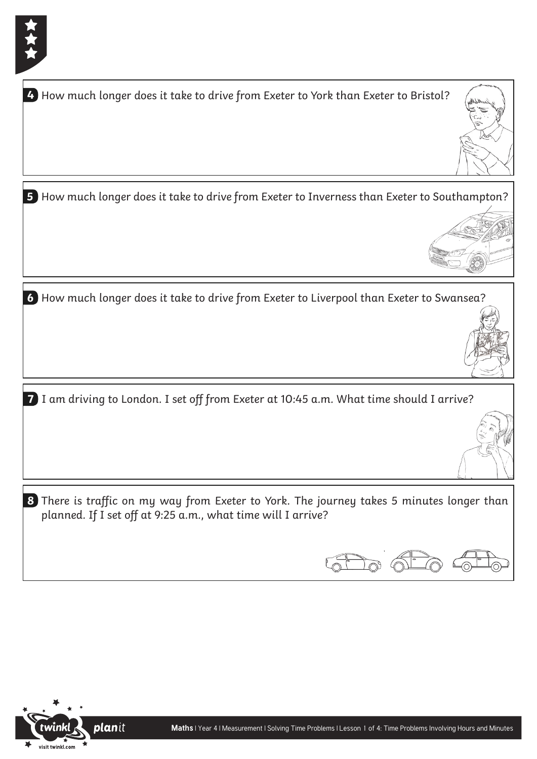4 How much longer does it take to drive from Exeter to York than Exeter to Bristol?

5 How much longer does it take to drive from Exeter to Inverness than Exeter to Southampton?

6 How much longer does it take to drive from Exeter to Liverpool than Exeter to Swansea?

7 I am driving to London. I set off from Exeter at 10:45 a.m. What time should I arrive?

8 There is traffic on my way from Exeter to York. The journey takes 5 minutes longer than planned. If I set off at 9:25 a.m., what time will I arrive?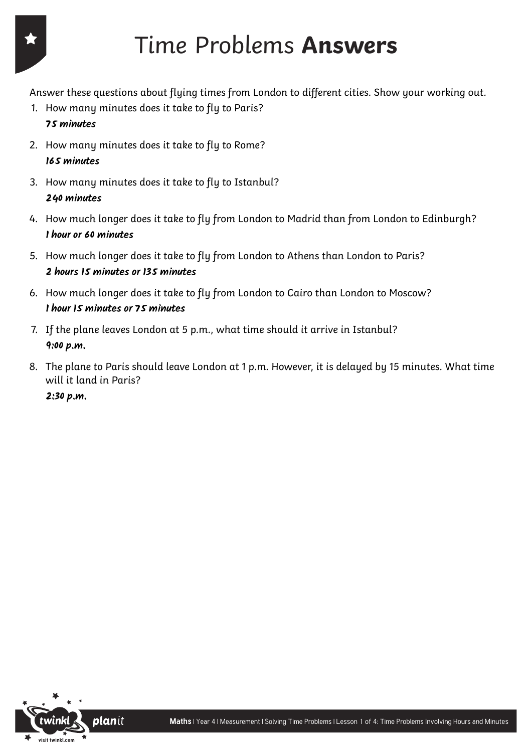# Time Problems **Answers**

Answer these questions about flying times from London to different cities. Show your working out.

1. How many minutes does it take to fly to Paris?
   *75 minutes*
2. How many minutes does it take to fly to Rome?
   *165 minutes*
3. How many minutes does it take to fly to Istanbul?
   *240 minutes*
4. How much longer does it take to fly from London to Madrid than from London to Edinburgh?
   *1 hour or 60 minutes*
5. How much longer does it take to fly from London to Athens than London to Paris?
   *2 hours 15 minutes or 135 minutes*
6. How much longer does it take to fly from London to Cairo than London to Moscow?
   *1 hour 15 minutes or 75 minutes*
7. If the plane leaves London at 5 p.m., what time should it arrive in Istanbul?
   *9:00 p.m.*
8. The plane to Paris should leave London at 1 p.m. However, it is delayed by 15 minutes. What time will it land in Paris?
   *2:30 p.m.*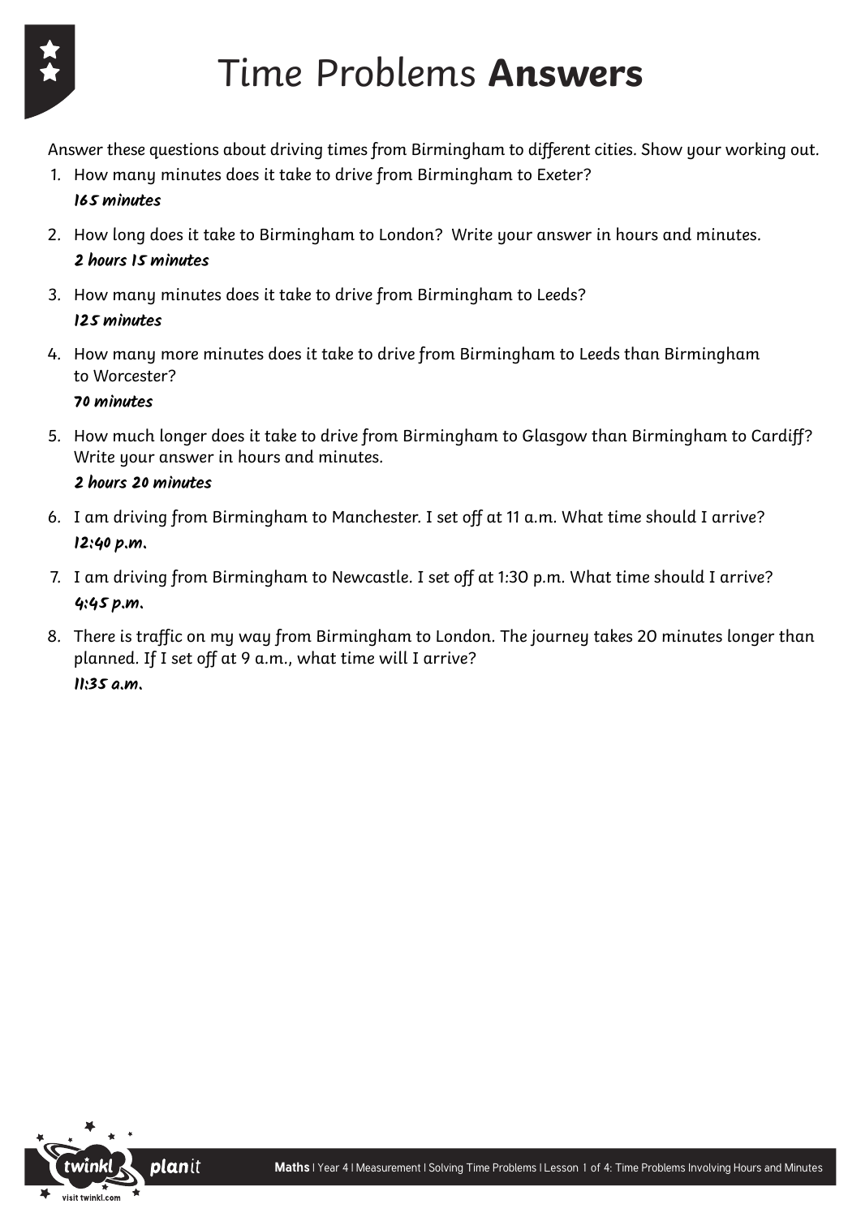# Time Problems **Answers**

Answer these questions about driving times from Birmingham to different cities. Show your working out.

1. How many minutes does it take to drive from Birmingham to Exeter?
   ***165 minutes***
2. How long does it take to Birmingham to London? Write your answer in hours and minutes.
   ***2 hours 15 minutes***
3. How many minutes does it take to drive from Birmingham to Leeds?
   ***125 minutes***
4. How many more minutes does it take to drive from Birmingham to Leeds than Birmingham to Worcester?
   ***70 minutes***
5. How much longer does it take to drive from Birmingham to Glasgow than Birmingham to Cardiff? Write your answer in hours and minutes.
   ***2 hours 20 minutes***
6. I am driving from Birmingham to Manchester. I set off at 11 a.m. What time should I arrive?
   ***12:40 p.m.***
7. I am driving from Birmingham to Newcastle. I set off at 1:30 p.m. What time should I arrive?
   ***4:45 p.m.***
8. There is traffic on my way from Birmingham to London. The journey takes 20 minutes longer than planned. If I set off at 9 a.m., what time will I arrive?
   ***11:35 a.m.***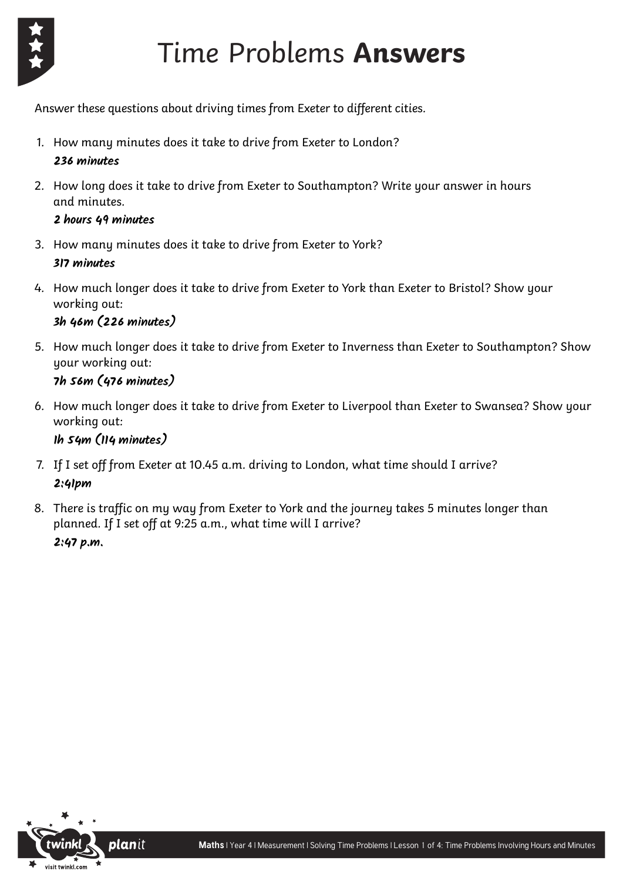# Time Problems **Answers**

Answer these questions about driving times from Exeter to different cities.

1. How many minutes does it take to drive from Exeter to London?
   ***236 minutes***
2. How long does it take to drive from Exeter to Southampton? Write your answer in hours and minutes.
   ***2 hours 49 minutes***
3. How many minutes does it take to drive from Exeter to York?
   ***317 minutes***
4. How much longer does it take to drive from Exeter to York than Exeter to Bristol? Show your working out:
   ***3h 46m (226 minutes)***
5. How much longer does it take to drive from Exeter to Inverness than Exeter to Southampton? Show your working out:
   ***7h 56m (476 minutes)***
6. How much longer does it take to drive from Exeter to Liverpool than Exeter to Swansea? Show your working out:
   ***1h 54m (114 minutes)***
7. If I set off from Exeter at 10.45 a.m. driving to London, what time should I arrive?
   ***2:41pm***
8. There is traffic on my way from Exeter to York and the journey takes 5 minutes longer than planned. If I set off at 9:25 a.m., what time will I arrive?
   ***2:47 p.m.***